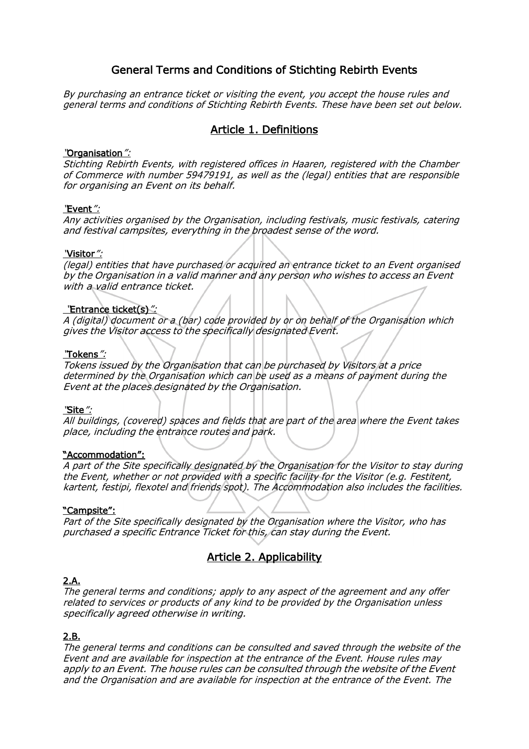# General Terms and Conditions of Stichting Rebirth Events

*By purchasing an entrance ticket or visiting the event, you accept the house rules and general terms and conditions of Stichting Rebirth Events. These have been set out below.*

## Article 1. Definitions

**"Organisation":**
*Stichting Rebirth Events, with registered offices in Haaren, registered with the Chamber of Commerce with number 59479191, as well as the (legal) entities that are responsible for organising an Event on its behalf.*

**"Event":**
*Any activities organised by the Organisation, including festivals, music festivals, catering and festival campsites, everything in the broadest sense of the word.*

**"Visitor":**
*(legal) entities that have purchased or acquired an entrance ticket to an Event organised by the Organisation in a valid manner and any person who wishes to access an Event with a valid entrance ticket.*

**"Entrance ticket(s)":**
*A (digital) document or a (bar) code provided by or on behalf of the Organisation which gives the Visitor access to the specifically designated Event.*

**"Tokens":**
*Tokens issued by the Organisation that can be purchased by Visitors at a price determined by the Organisation which can be used as a means of payment during the Event at the places designated by the Organisation.*

**"Site":**
*All buildings, (covered) spaces and fields that are part of the area where the Event takes place, including the entrance routes and park.*

**"Accommodation":**
*A part of the Site specifically designated by the Organisation for the Visitor to stay during the Event, whether or not provided with a specific facility for the Visitor (e.g. Festitent, kartent, festipi, flexotel and friends spot). The Accommodation also includes the facilities.*

**"Campsite":**
*Part of the Site specifically designated by the Organisation where the Visitor, who has purchased a specific Entrance Ticket for this, can stay during the Event.*

## Article 2. Applicability

**2.A.**
*The general terms and conditions; apply to any aspect of the agreement and any offer related to services or products of any kind to be provided by the Organisation unless specifically agreed otherwise in writing.*

**2.B.**
*The general terms and conditions can be consulted and saved through the website of the Event and are available for inspection at the entrance of the Event. House rules may apply to an Event. The house rules can be consulted through the website of the Event and the Organisation and are available for inspection at the entrance of the Event. The*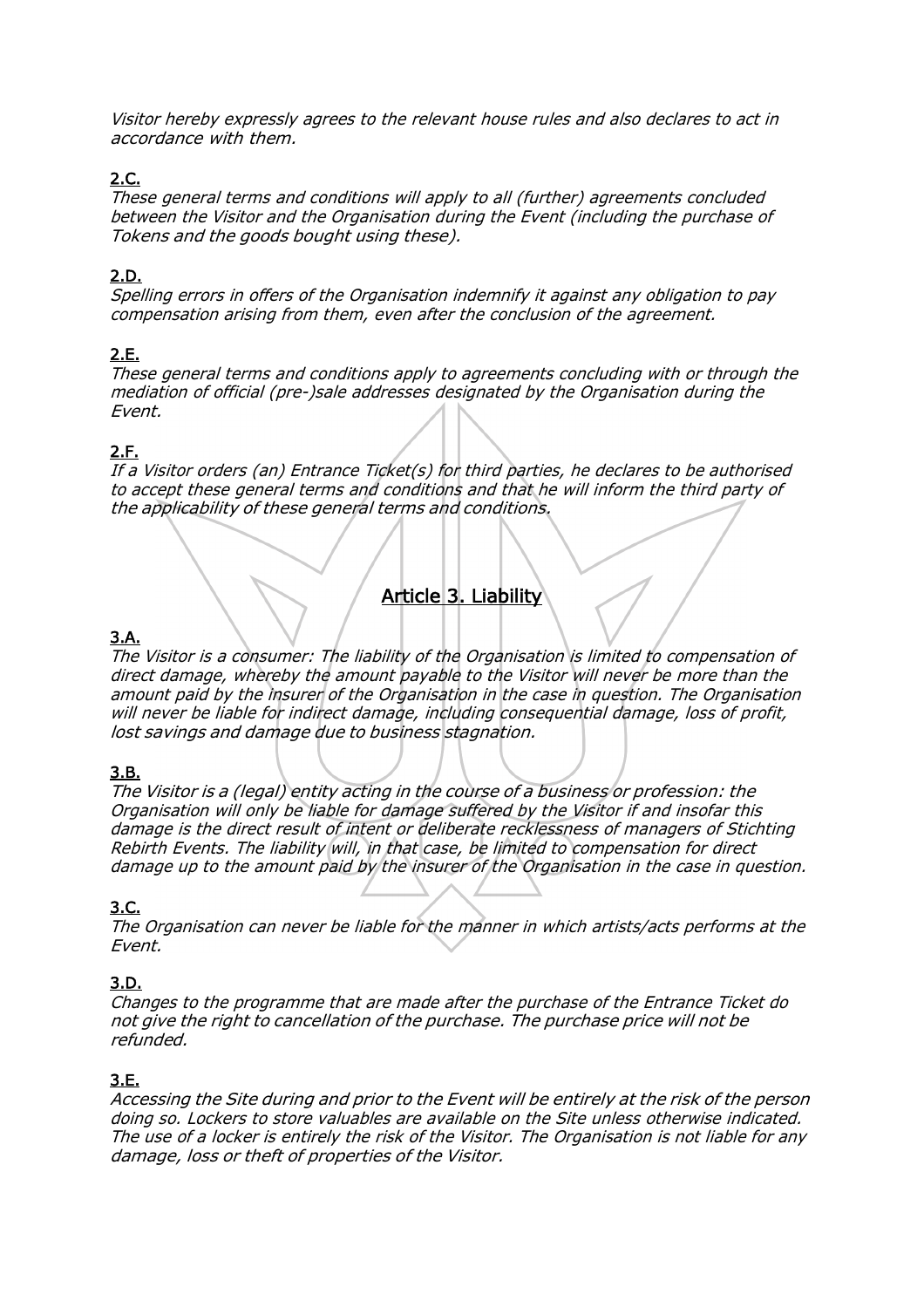*Visitor hereby expressly agrees to the relevant house rules and also declares to act in accordance with them.*

**2.C.**

*These general terms and conditions will apply to all (further) agreements concluded between the Visitor and the Organisation during the Event (including the purchase of Tokens and the goods bought using these).*

**2.D.**

*Spelling errors in offers of the Organisation indemnify it against any obligation to pay compensation arising from them, even after the conclusion of the agreement.*

**2.E.**

*These general terms and conditions apply to agreements concluding with or through the mediation of official (pre-)sale addresses designated by the Organisation during the Event.*

**2.F.**

*If a Visitor orders (an) Entrance Ticket(s) for third parties, he declares to be authorised to accept these general terms and conditions and that he will inform the third party of the applicability of these general terms and conditions.*

## Article 3. Liability

**3.A.**

*The Visitor is a consumer: The liability of the Organisation is limited to compensation of direct damage, whereby the amount payable to the Visitor will never be more than the amount paid by the insurer of the Organisation in the case in question. The Organisation will never be liable for indirect damage, including consequential damage, loss of profit, lost savings and damage due to business stagnation.*

**3.B.**

*The Visitor is a (legal) entity acting in the course of a business or profession: the Organisation will only be liable for damage suffered by the Visitor if and insofar this damage is the direct result of intent or deliberate recklessness of managers of Stichting Rebirth Events. The liability will, in that case, be limited to compensation for direct damage up to the amount paid by the insurer of the Organisation in the case in question.*

**3.C.**

*The Organisation can never be liable for the manner in which artists/acts performs at the Event.*

**3.D.**

*Changes to the programme that are made after the purchase of the Entrance Ticket do not give the right to cancellation of the purchase. The purchase price will not be refunded.*

**3.E.**

*Accessing the Site during and prior to the Event will be entirely at the risk of the person doing so. Lockers to store valuables are available on the Site unless otherwise indicated. The use of a locker is entirely the risk of the Visitor. The Organisation is not liable for any damage, loss or theft of properties of the Visitor.*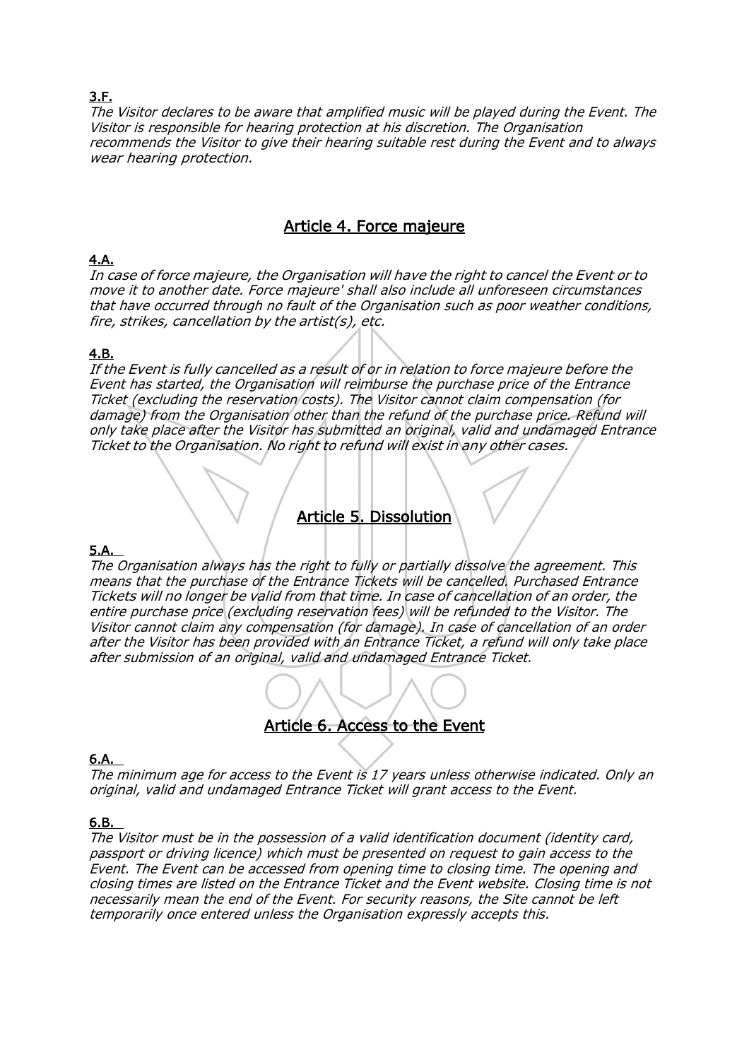**3.F.**

*The Visitor declares to be aware that amplified music will be played during the Event. The Visitor is responsible for hearing protection at his discretion. The Organisation recommends the Visitor to give their hearing suitable rest during the Event and to always wear hearing protection.*

## Article 4. Force majeure

**4.A.**

*In case of force majeure, the Organisation will have the right to cancel the Event or to move it to another date. Force majeure' shall also include all unforeseen circumstances that have occurred through no fault of the Organisation such as poor weather conditions, fire, strikes, cancellation by the artist(s), etc.*

**4.B.**

*If the Event is fully cancelled as a result of or in relation to force majeure before the Event has started, the Organisation will reimburse the purchase price of the Entrance Ticket (excluding the reservation costs). The Visitor cannot claim compensation (for damage) from the Organisation other than the refund of the purchase price. Refund will only take place after the Visitor has submitted an original, valid and undamaged Entrance Ticket to the Organisation. No right to refund will exist in any other cases.*

## Article 5. Dissolution

**5.A.**

*The Organisation always has the right to fully or partially dissolve the agreement. This means that the purchase of the Entrance Tickets will be cancelled. Purchased Entrance Tickets will no longer be valid from that time. In case of cancellation of an order, the entire purchase price (excluding reservation fees) will be refunded to the Visitor. The Visitor cannot claim any compensation (for damage). In case of cancellation of an order after the Visitor has been provided with an Entrance Ticket, a refund will only take place after submission of an original, valid and undamaged Entrance Ticket.*

## Article 6. Access to the Event

**6.A.**

*The minimum age for access to the Event is 17 years unless otherwise indicated. Only an original, valid and undamaged Entrance Ticket will grant access to the Event.*

**6.B.**

*The Visitor must be in the possession of a valid identification document (identity card, passport or driving licence) which must be presented on request to gain access to the Event. The Event can be accessed from opening time to closing time. The opening and closing times are listed on the Entrance Ticket and the Event website. Closing time is not necessarily mean the end of the Event. For security reasons, the Site cannot be left temporarily once entered unless the Organisation expressly accepts this.*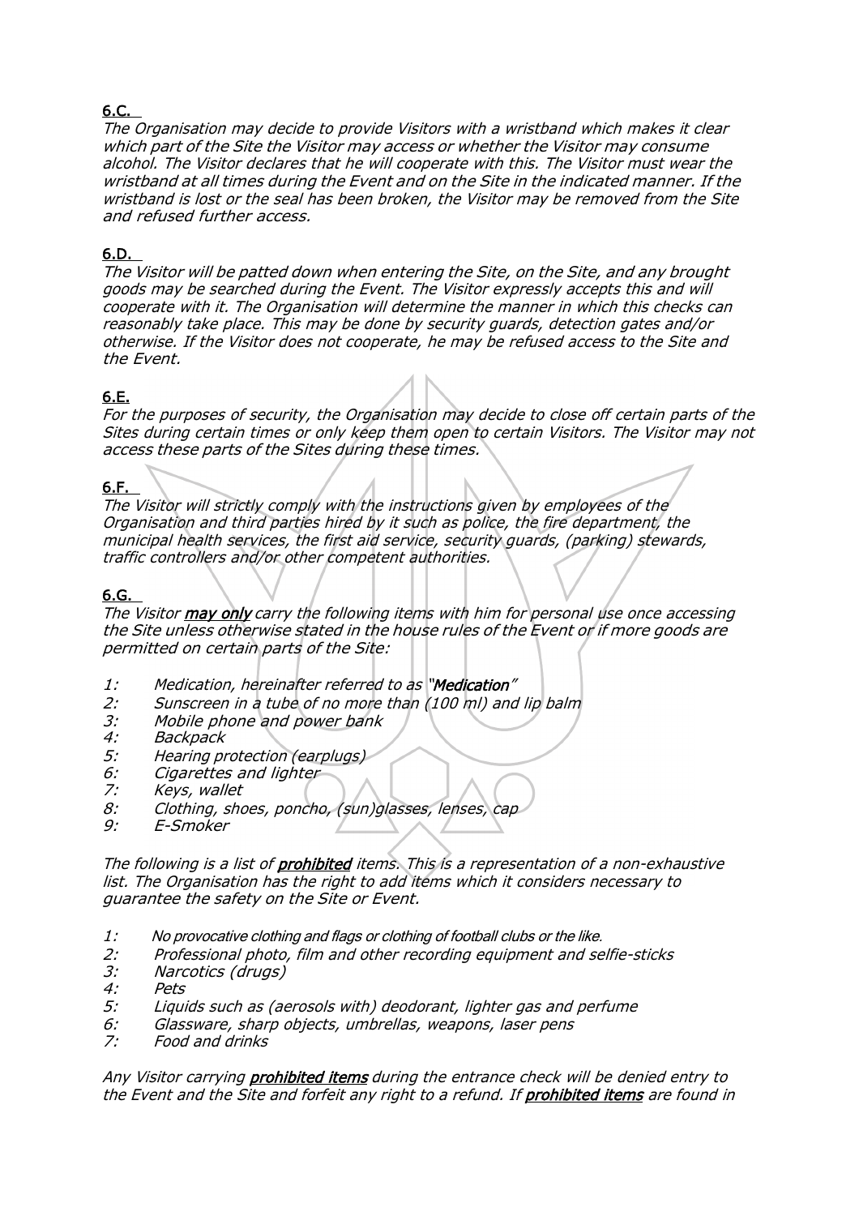**6.C.**

*The Organisation may decide to provide Visitors with a wristband which makes it clear which part of the Site the Visitor may access or whether the Visitor may consume alcohol. The Visitor declares that he will cooperate with this. The Visitor must wear the wristband at all times during the Event and on the Site in the indicated manner. If the wristband is lost or the seal has been broken, the Visitor may be removed from the Site and refused further access.*

**6.D.**

*The Visitor will be patted down when entering the Site, on the Site, and any brought goods may be searched during the Event. The Visitor expressly accepts this and will cooperate with it. The Organisation will determine the manner in which this checks can reasonably take place. This may be done by security guards, detection gates and/or otherwise. If the Visitor does not cooperate, he may be refused access to the Site and the Event.*

**6.E.**

*For the purposes of security, the Organisation may decide to close off certain parts of the Sites during certain times or only keep them open to certain Visitors. The Visitor may not access these parts of the Sites during these times.*

**6.F.**

*The Visitor will strictly comply with the instructions given by employees of the Organisation and third parties hired by it such as police, the fire department, the municipal health services, the first aid service, security guards, (parking) stewards, traffic controllers and/or other competent authorities.*

**6.G.**

*The Visitor **may only** carry the following items with him for personal use once accessing the Site unless otherwise stated in the house rules of the Event or if more goods are permitted on certain parts of the Site:*

1: Medication, hereinafter referred to as "**Medication**"
2: Sunscreen in a tube of no more than (100 ml) and lip balm
3: Mobile phone and power bank
4: Backpack
5: Hearing protection (earplugs)
6: Cigarettes and lighter
7: Keys, wallet
8: Clothing, shoes, poncho, (sun)glasses, lenses, cap
9: E-Smoker

*The following is a list of **prohibited** items. This is a representation of a non-exhaustive list. The Organisation has the right to add items which it considers necessary to guarantee the safety on the Site or Event.*

1: No provocative clothing and flags or clothing of football clubs or the like.
2: Professional photo, film and other recording equipment and selfie-sticks
3: Narcotics (drugs)
4: Pets
5: Liquids such as (aerosols with) deodorant, lighter gas and perfume
6: Glassware, sharp objects, umbrellas, weapons, laser pens
7: Food and drinks

*Any Visitor carrying **prohibited items** during the entrance check will be denied entry to the Event and the Site and forfeit any right to a refund. If **prohibited items** are found in*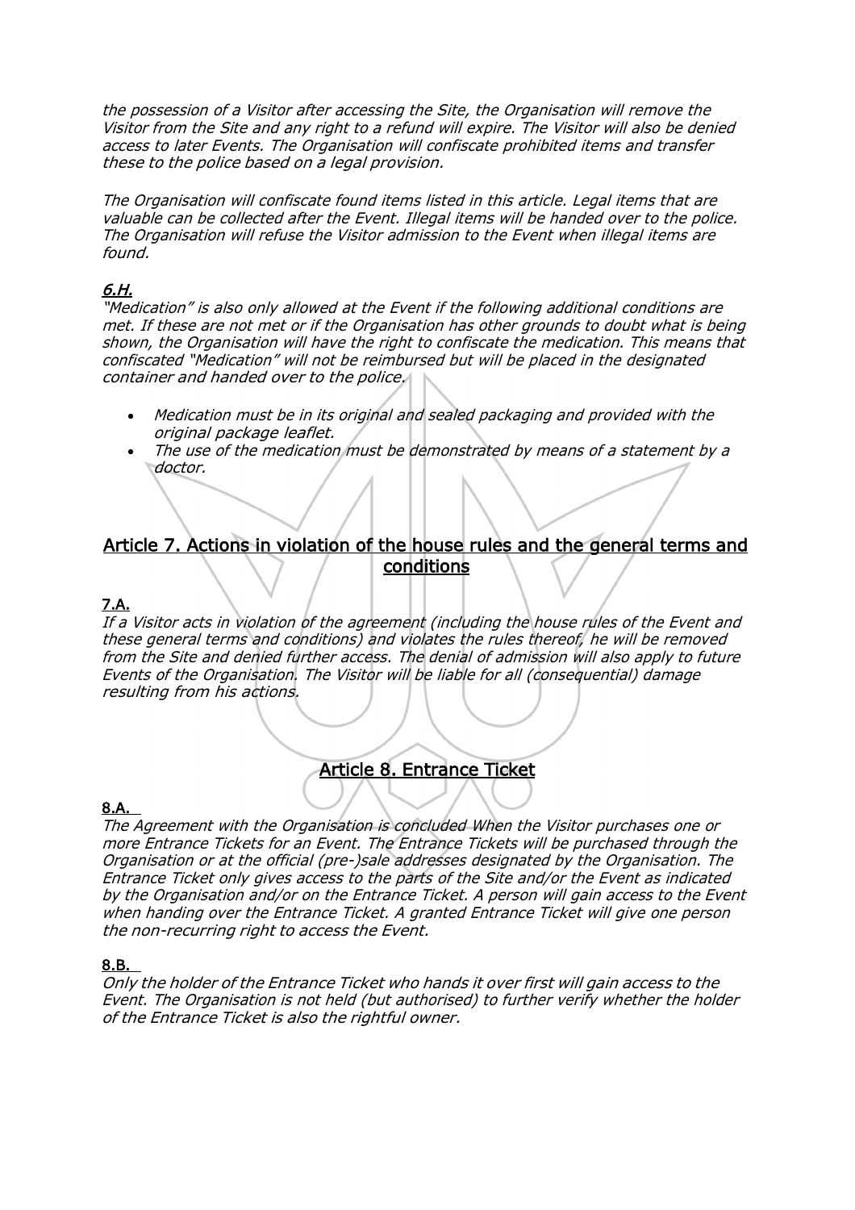*the possession of a Visitor after accessing the Site, the Organisation will remove the Visitor from the Site and any right to a refund will expire. The Visitor will also be denied access to later Events. The Organisation will confiscate prohibited items and transfer these to the police based on a legal provision.*

*The Organisation will confiscate found items listed in this article. Legal items that are valuable can be collected after the Event. Illegal items will be handed over to the police. The Organisation will refuse the Visitor admission to the Event when illegal items are found.*

### *6.H.*

*"Medication" is also only allowed at the Event if the following additional conditions are met. If these are not met or if the Organisation has other grounds to doubt what is being shown, the Organisation will have the right to confiscate the medication. This means that confiscated "Medication" will not be reimbursed but will be placed in the designated container and handed over to the police.*

- *Medication must be in its original and sealed packaging and provided with the original package leaflet.*
- *The use of the medication must be demonstrated by means of a statement by a doctor.*

## Article 7. Actions in violation of the house rules and the general terms and conditions

### 7.A.

*If a Visitor acts in violation of the agreement (including the house rules of the Event and these general terms and conditions) and violates the rules thereof, he will be removed from the Site and denied further access. The denial of admission will also apply to future Events of the Organisation. The Visitor will be liable for all (consequential) damage resulting from his actions.*

## Article 8. Entrance Ticket

### 8.A.

*The Agreement with the Organisation is concluded When the Visitor purchases one or more Entrance Tickets for an Event. The Entrance Tickets will be purchased through the Organisation or at the official (pre-)sale addresses designated by the Organisation. The Entrance Ticket only gives access to the parts of the Site and/or the Event as indicated by the Organisation and/or on the Entrance Ticket. A person will gain access to the Event when handing over the Entrance Ticket. A granted Entrance Ticket will give one person the non-recurring right to access the Event.*

### 8.B.

*Only the holder of the Entrance Ticket who hands it over first will gain access to the Event. The Organisation is not held (but authorised) to further verify whether the holder of the Entrance Ticket is also the rightful owner.*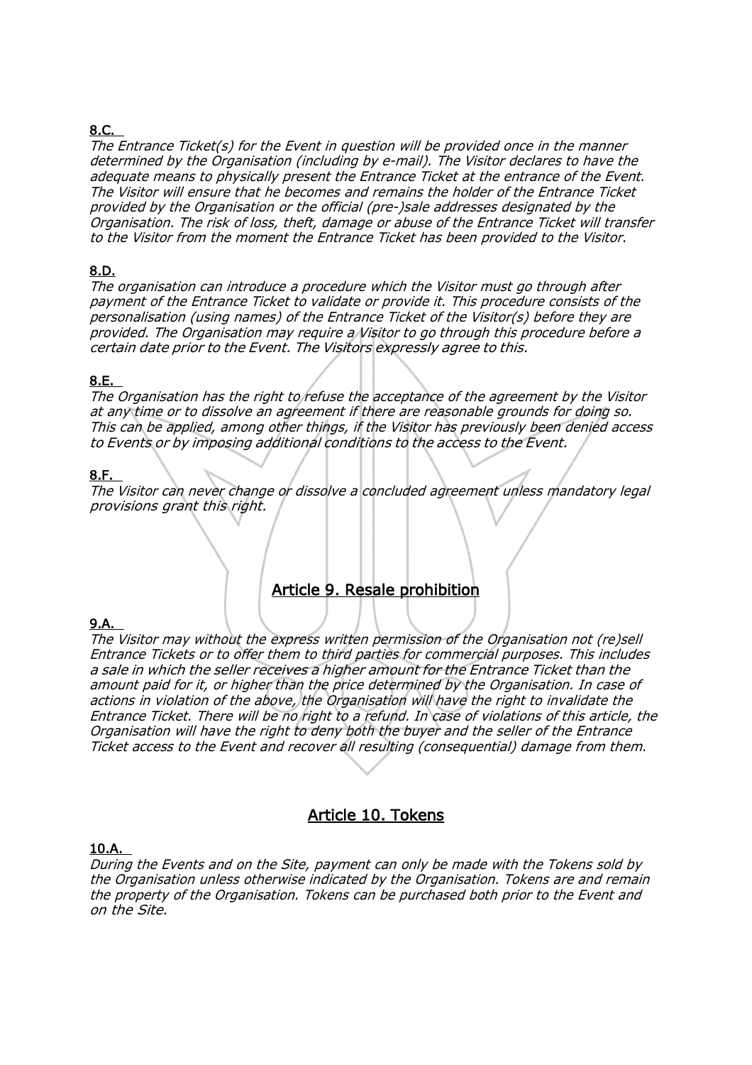**8.C.**

*The Entrance Ticket(s) for the Event in question will be provided once in the manner determined by the Organisation (including by e-mail). The Visitor declares to have the adequate means to physically present the Entrance Ticket at the entrance of the Event. The Visitor will ensure that he becomes and remains the holder of the Entrance Ticket provided by the Organisation or the official (pre-)sale addresses designated by the Organisation. The risk of loss, theft, damage or abuse of the Entrance Ticket will transfer to the Visitor from the moment the Entrance Ticket has been provided to the Visitor.*

**8.D.**

*The organisation can introduce a procedure which the Visitor must go through after payment of the Entrance Ticket to validate or provide it. This procedure consists of the personalisation (using names) of the Entrance Ticket of the Visitor(s) before they are provided. The Organisation may require a Visitor to go through this procedure before a certain date prior to the Event. The Visitors expressly agree to this.*

**8.E.**

*The Organisation has the right to refuse the acceptance of the agreement by the Visitor at any time or to dissolve an agreement if there are reasonable grounds for doing so. This can be applied, among other things, if the Visitor has previously been denied access to Events or by imposing additional conditions to the access to the Event.*

**8.F.**

*The Visitor can never change or dissolve a concluded agreement unless mandatory legal provisions grant this right.*

## Article 9. Resale prohibition

**9.A.**

*The Visitor may without the express written permission of the Organisation not (re)sell Entrance Tickets or to offer them to third parties for commercial purposes. This includes a sale in which the seller receives a higher amount for the Entrance Ticket than the amount paid for it, or higher than the price determined by the Organisation. In case of actions in violation of the above, the Organisation will have the right to invalidate the Entrance Ticket. There will be no right to a refund. In case of violations of this article, the Organisation will have the right to deny both the buyer and the seller of the Entrance Ticket access to the Event and recover all resulting (consequential) damage from them.*

## Article 10. Tokens

**10.A.**

*During the Events and on the Site, payment can only be made with the Tokens sold by the Organisation unless otherwise indicated by the Organisation. Tokens are and remain the property of the Organisation. Tokens can be purchased both prior to the Event and on the Site.*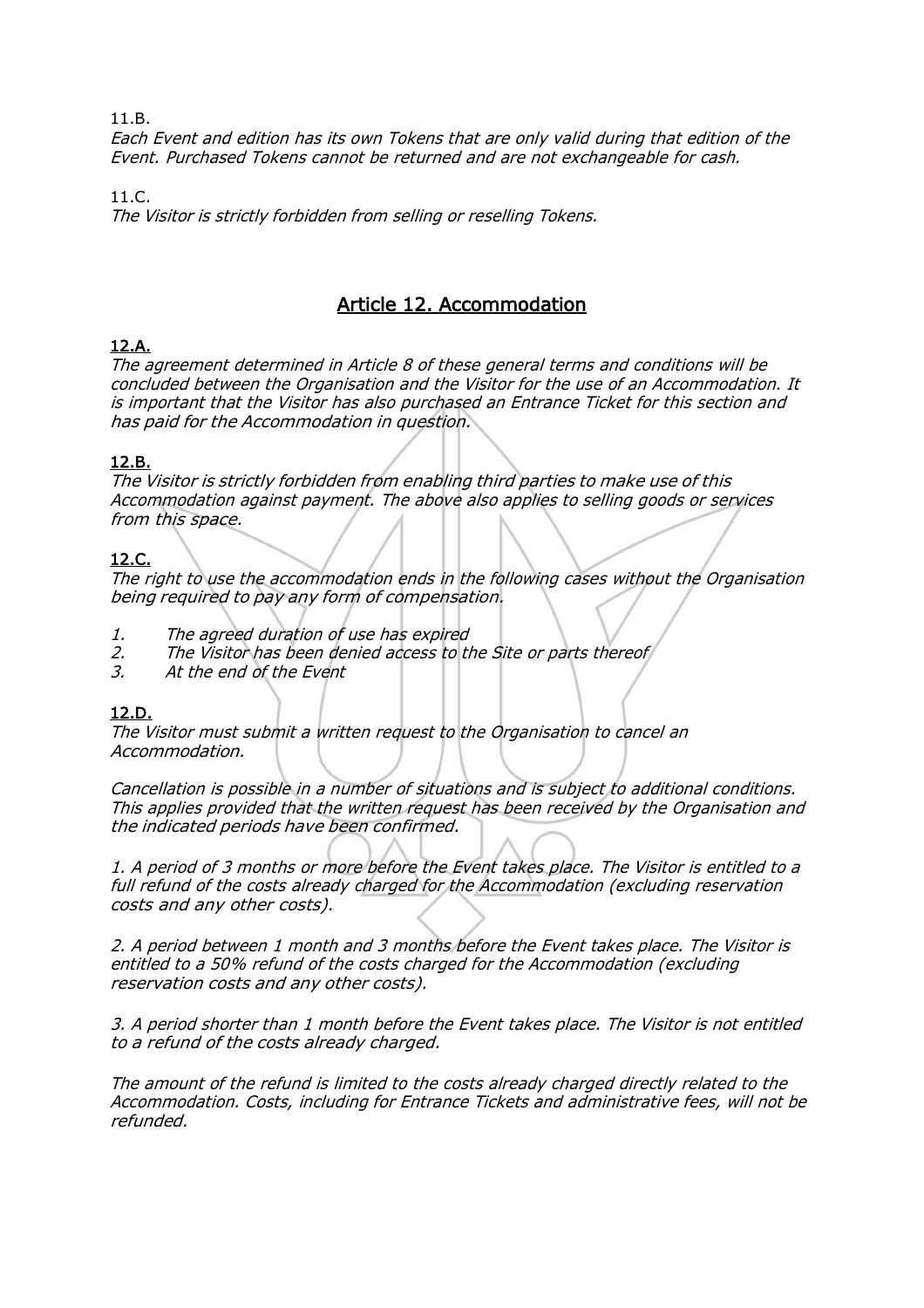11.B.

*Each Event and edition has its own Tokens that are only valid during that edition of the Event. Purchased Tokens cannot be returned and are not exchangeable for cash.*

11.C.

*The Visitor is strictly forbidden from selling or reselling Tokens.*

## Article 12. Accommodation

### 12.A.

*The agreement determined in Article 8 of these general terms and conditions will be concluded between the Organisation and the Visitor for the use of an Accommodation. It is important that the Visitor has also purchased an Entrance Ticket for this section and has paid for the Accommodation in question.*

### 12.B.

*The Visitor is strictly forbidden from enabling third parties to make use of this Accommodation against payment. The above also applies to selling goods or services from this space.*

### 12.C.

*The right to use the accommodation ends in the following cases without the Organisation being required to pay any form of compensation.*

1. *The agreed duration of use has expired*
2. *The Visitor has been denied access to the Site or parts thereof*
3. *At the end of the Event*

### 12.D.

*The Visitor must submit a written request to the Organisation to cancel an Accommodation.*

*Cancellation is possible in a number of situations and is subject to additional conditions. This applies provided that the written request has been received by the Organisation and the indicated periods have been confirmed.*

*1. A period of 3 months or more before the Event takes place. The Visitor is entitled to a full refund of the costs already charged for the Accommodation (excluding reservation costs and any other costs).*

*2. A period between 1 month and 3 months before the Event takes place. The Visitor is entitled to a 50% refund of the costs charged for the Accommodation (excluding reservation costs and any other costs).*

*3. A period shorter than 1 month before the Event takes place. The Visitor is not entitled to a refund of the costs already charged.*

*The amount of the refund is limited to the costs already charged directly related to the Accommodation. Costs, including for Entrance Tickets and administrative fees, will not be refunded.*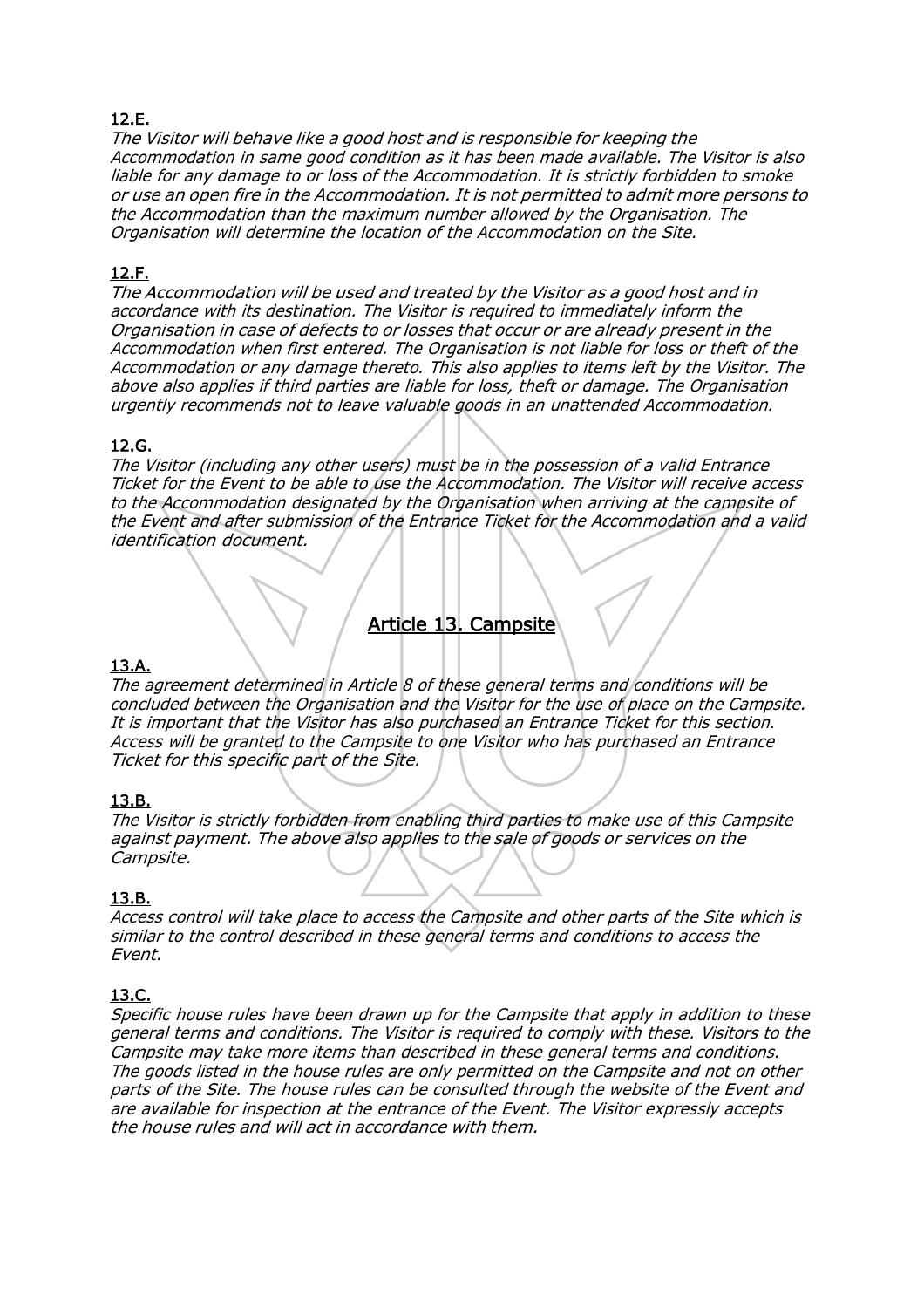### 12.E.

*The Visitor will behave like a good host and is responsible for keeping the Accommodation in same good condition as it has been made available. The Visitor is also liable for any damage to or loss of the Accommodation. It is strictly forbidden to smoke or use an open fire in the Accommodation. It is not permitted to admit more persons to the Accommodation than the maximum number allowed by the Organisation. The Organisation will determine the location of the Accommodation on the Site.*

### 12.F.

*The Accommodation will be used and treated by the Visitor as a good host and in accordance with its destination. The Visitor is required to immediately inform the Organisation in case of defects to or losses that occur or are already present in the Accommodation when first entered. The Organisation is not liable for loss or theft of the Accommodation or any damage thereto. This also applies to items left by the Visitor. The above also applies if third parties are liable for loss, theft or damage. The Organisation urgently recommends not to leave valuable goods in an unattended Accommodation.*

### 12.G.

*The Visitor (including any other users) must be in the possession of a valid Entrance Ticket for the Event to be able to use the Accommodation. The Visitor will receive access to the Accommodation designated by the Organisation when arriving at the campsite of the Event and after submission of the Entrance Ticket for the Accommodation and a valid identification document.*

## Article 13. Campsite

### 13.A.

*The agreement determined in Article 8 of these general terms and conditions will be concluded between the Organisation and the Visitor for the use of place on the Campsite. It is important that the Visitor has also purchased an Entrance Ticket for this section. Access will be granted to the Campsite to one Visitor who has purchased an Entrance Ticket for this specific part of the Site.*

### 13.B.

*The Visitor is strictly forbidden from enabling third parties to make use of this Campsite against payment. The above also applies to the sale of goods or services on the Campsite.*

### 13.B.

*Access control will take place to access the Campsite and other parts of the Site which is similar to the control described in these general terms and conditions to access the Event.*

### 13.C.

*Specific house rules have been drawn up for the Campsite that apply in addition to these general terms and conditions. The Visitor is required to comply with these. Visitors to the Campsite may take more items than described in these general terms and conditions. The goods listed in the house rules are only permitted on the Campsite and not on other parts of the Site. The house rules can be consulted through the website of the Event and are available for inspection at the entrance of the Event. The Visitor expressly accepts the house rules and will act in accordance with them.*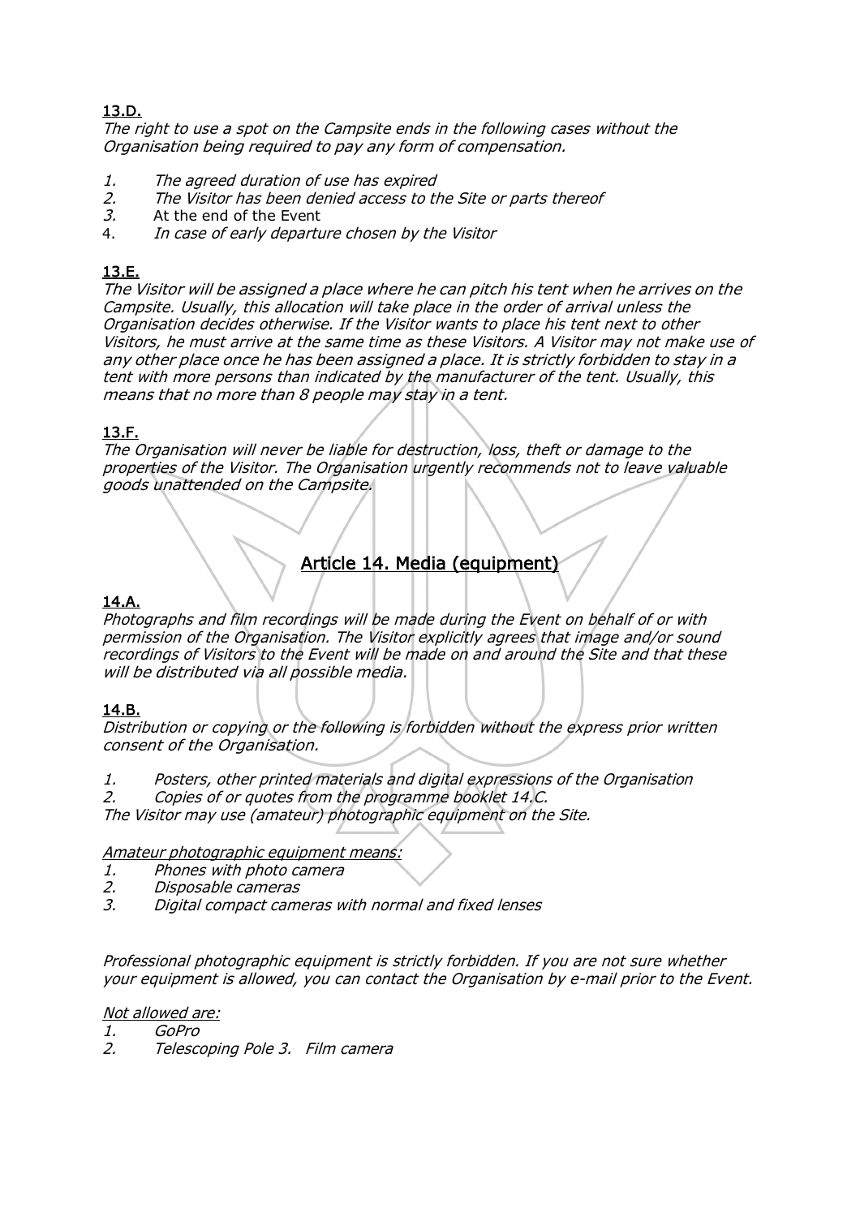**13.D.**

*The right to use a spot on the Campsite ends in the following cases without the Organisation being required to pay any form of compensation.*

1. *The agreed duration of use has expired*
2. *The Visitor has been denied access to the Site or parts thereof*
3. At the end of the Event
4. *In case of early departure chosen by the Visitor*

**13.E.**

*The Visitor will be assigned a place where he can pitch his tent when he arrives on the Campsite. Usually, this allocation will take place in the order of arrival unless the Organisation decides otherwise. If the Visitor wants to place his tent next to other Visitors, he must arrive at the same time as these Visitors. A Visitor may not make use of any other place once he has been assigned a place. It is strictly forbidden to stay in a tent with more persons than indicated by the manufacturer of the tent. Usually, this means that no more than 8 people may stay in a tent.*

**13.F.**

*The Organisation will never be liable for destruction, loss, theft or damage to the properties of the Visitor. The Organisation urgently recommends not to leave valuable goods unattended on the Campsite.*

## Article 14. Media (equipment)

**14.A.**

*Photographs and film recordings will be made during the Event on behalf of or with permission of the Organisation. The Visitor explicitly agrees that image and/or sound recordings of Visitors to the Event will be made on and around the Site and that these will be distributed via all possible media.*

**14.B.**

*Distribution or copying or the following is forbidden without the express prior written consent of the Organisation.*

1. *Posters, other printed materials and digital expressions of the Organisation*
2. *Copies of or quotes from the programme booklet 14.C.*

*The Visitor may use (amateur) photographic equipment on the Site.*

*Amateur photographic equipment means:*

1. *Phones with photo camera*
2. *Disposable cameras*
3. *Digital compact cameras with normal and fixed lenses*

*Professional photographic equipment is strictly forbidden. If you are not sure whether your equipment is allowed, you can contact the Organisation by e-mail prior to the Event.*

*Not allowed are:*

1. *GoPro*
2. *Telescoping Pole 3. Film camera*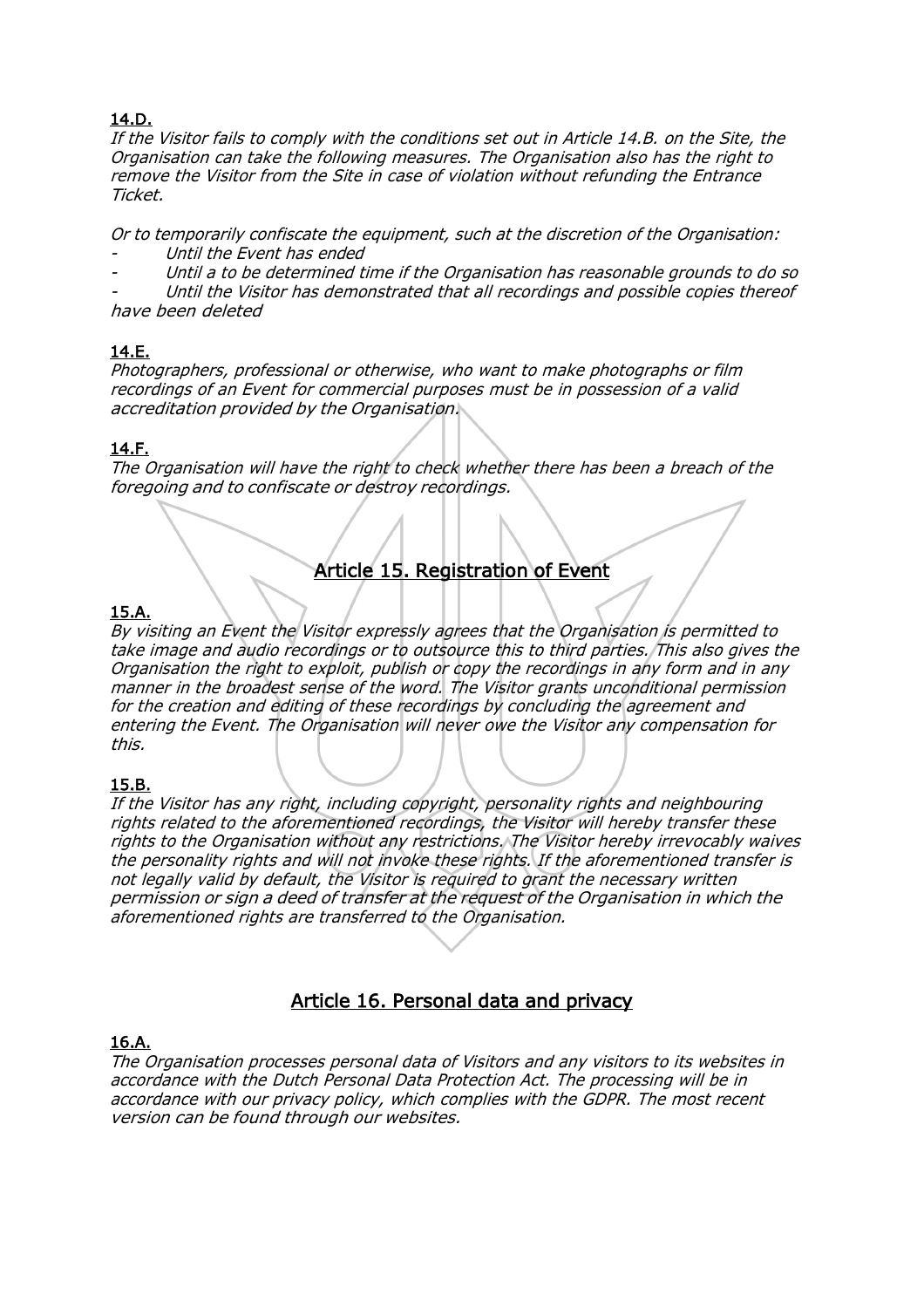**14.D.**

*If the Visitor fails to comply with the conditions set out in Article 14.B. on the Site, the Organisation can take the following measures. The Organisation also has the right to remove the Visitor from the Site in case of violation without refunding the Entrance Ticket.*

*Or to temporarily confiscate the equipment, such at the discretion of the Organisation:*

- *Until the Event has ended*
- *Until a to be determined time if the Organisation has reasonable grounds to do so*
- *Until the Visitor has demonstrated that all recordings and possible copies thereof have been deleted*

**14.E.**

*Photographers, professional or otherwise, who want to make photographs or film recordings of an Event for commercial purposes must be in possession of a valid accreditation provided by the Organisation.*

**14.F.**

*The Organisation will have the right to check whether there has been a breach of the foregoing and to confiscate or destroy recordings.*

## Article 15. Registration of Event

**15.A.**

*By visiting an Event the Visitor expressly agrees that the Organisation is permitted to take image and audio recordings or to outsource this to third parties. This also gives the Organisation the right to exploit, publish or copy the recordings in any form and in any manner in the broadest sense of the word. The Visitor grants unconditional permission for the creation and editing of these recordings by concluding the agreement and entering the Event. The Organisation will never owe the Visitor any compensation for this.*

**15.B.**

*If the Visitor has any right, including copyright, personality rights and neighbouring rights related to the aforementioned recordings, the Visitor will hereby transfer these rights to the Organisation without any restrictions. The Visitor hereby irrevocably waives the personality rights and will not invoke these rights. If the aforementioned transfer is not legally valid by default, the Visitor is required to grant the necessary written permission or sign a deed of transfer at the request of the Organisation in which the aforementioned rights are transferred to the Organisation.*

## Article 16. Personal data and privacy

**16.A.**

*The Organisation processes personal data of Visitors and any visitors to its websites in accordance with the Dutch Personal Data Protection Act. The processing will be in accordance with our privacy policy, which complies with the GDPR. The most recent version can be found through our websites.*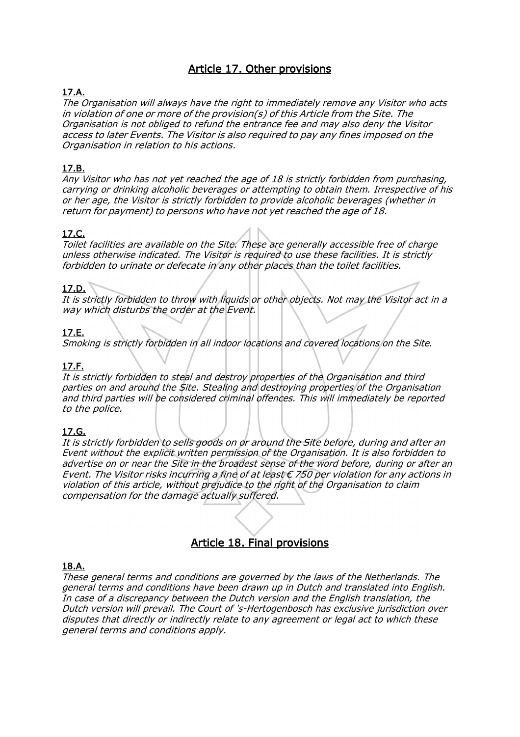## Article 17. Other provisions

**17.A.**

*The Organisation will always have the right to immediately remove any Visitor who acts in violation of one or more of the provision(s) of this Article from the Site. The Organisation is not obliged to refund the entrance fee and may also deny the Visitor access to later Events. The Visitor is also required to pay any fines imposed on the Organisation in relation to his actions.*

**17.B.**

*Any Visitor who has not yet reached the age of 18 is strictly forbidden from purchasing, carrying or drinking alcoholic beverages or attempting to obtain them. Irrespective of his or her age, the Visitor is strictly forbidden to provide alcoholic beverages (whether in return for payment) to persons who have not yet reached the age of 18.*

**17.C.**

*Toilet facilities are available on the Site. These are generally accessible free of charge unless otherwise indicated. The Visitor is required to use these facilities. It is strictly forbidden to urinate or defecate in any other places than the toilet facilities.*

**17.D.**

*It is strictly forbidden to throw with liquids or other objects. Not may the Visitor act in a way which disturbs the order at the Event.*

**17.E.**

*Smoking is strictly forbidden in all indoor locations and covered locations on the Site.*

**17.F.**

*It is strictly forbidden to steal and destroy properties of the Organisation and third parties on and around the Site. Stealing and destroying properties of the Organisation and third parties will be considered criminal offences. This will immediately be reported to the police.*

**17.G.**

*It is strictly forbidden to sells goods on or around the Site before, during and after an Event without the explicit written permission of the Organisation. It is also forbidden to advertise on or near the Site in the broadest sense of the word before, during or after an Event. The Visitor risks incurring a fine of at least € 750 per violation for any actions in violation of this article, without prejudice to the right of the Organisation to claim compensation for the damage actually suffered.*

## Article 18. Final provisions

**18.A.**

*These general terms and conditions are governed by the laws of the Netherlands. The general terms and conditions have been drawn up in Dutch and translated into English. In case of a discrepancy between the Dutch version and the English translation, the Dutch version will prevail. The Court of 's-Hertogenbosch has exclusive jurisdiction over disputes that directly or indirectly relate to any agreement or legal act to which these general terms and conditions apply.*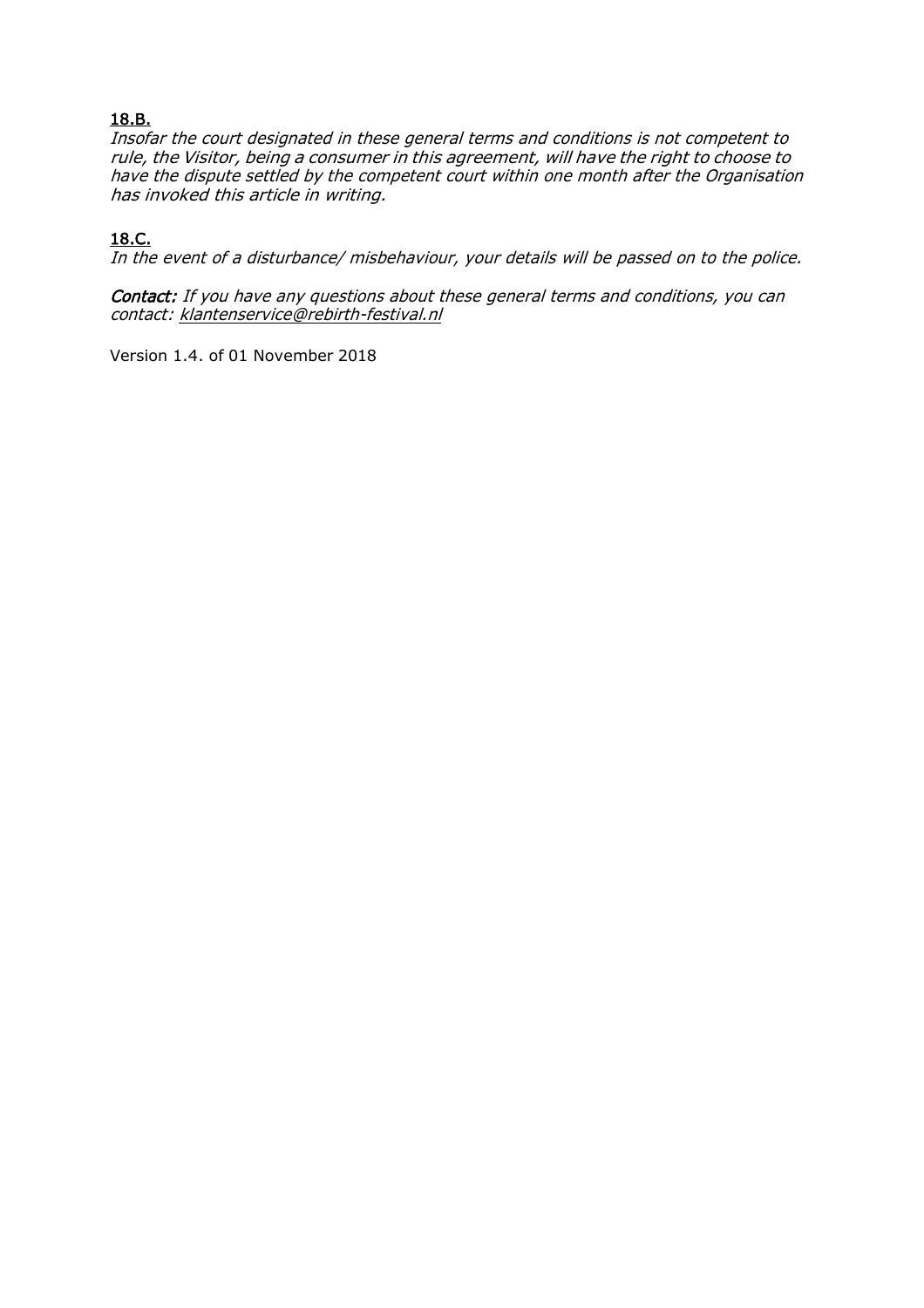18.B.

*Insofar the court designated in these general terms and conditions is not competent to rule, the Visitor, being a consumer in this agreement, will have the right to choose to have the dispute settled by the competent court within one month after the Organisation has invoked this article in writing.*

18.C.

*In the event of a disturbance/ misbehaviour, your details will be passed on to the police.*

***Contact:*** *If you have any questions about these general terms and conditions, you can contact: klantenservice@rebirth-festival.nl*

Version 1.4. of 01 November 2018